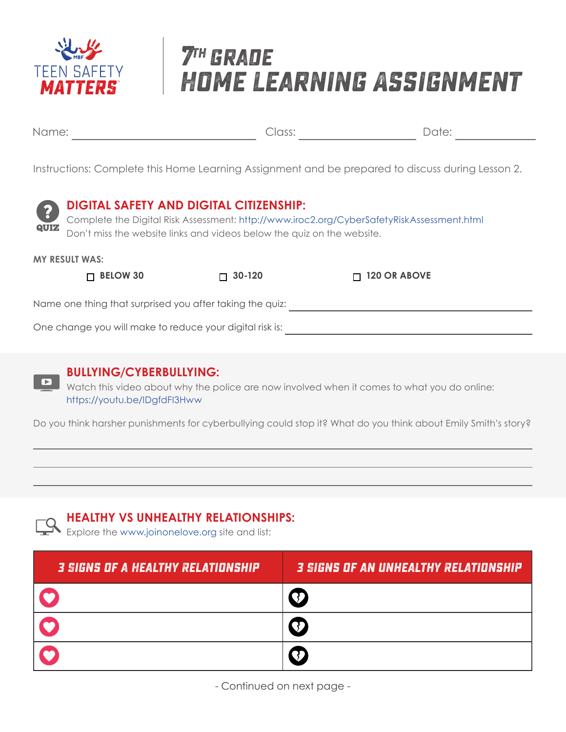TEEN SAFETY MATTERS

# 7TH GRADE HOME LEARNING ASSIGNMENT

Name: ______________________ Class: ______________ Date: __________

Instructions: Complete this Home Learning Assignment and be prepared to discuss during Lesson 2.

## DIGITAL SAFETY AND DIGITAL CITIZENSHIP:

QUIZ

Complete the Digital Risk Assessment: http://www.iroc2.org/CyberSafetyRiskAssessment.html

Don't miss the website links and videos below the quiz on the website.

**MY RESULT WAS:**

- ☐ **BELOW 30**
- ☐ **30-120**
- ☐ **120 OR ABOVE**

Name one thing that surprised you after taking the quiz: ______________________

One change you will make to reduce your digital risk is: ______________________

## BULLYING/CYBERBULLYING:

Watch this video about why the police are now involved when it comes to what you do online: https://youtu.be/lDgfdFI3Hww

Do you think harsher punishments for cyberbullying could stop it? What do you think about Emily Smith's story?

______________________

______________________

______________________

## HEALTHY VS UNHEALTHY RELATIONSHIPS:

Explore the www.joinonelove.org site and list:

| 3 SIGNS OF A HEALTHY RELATIONSHIP | 3 SIGNS OF AN UNHEALTHY RELATIONSHIP |
| --- | --- |
| | |
| | |
| | |

- Continued on next page -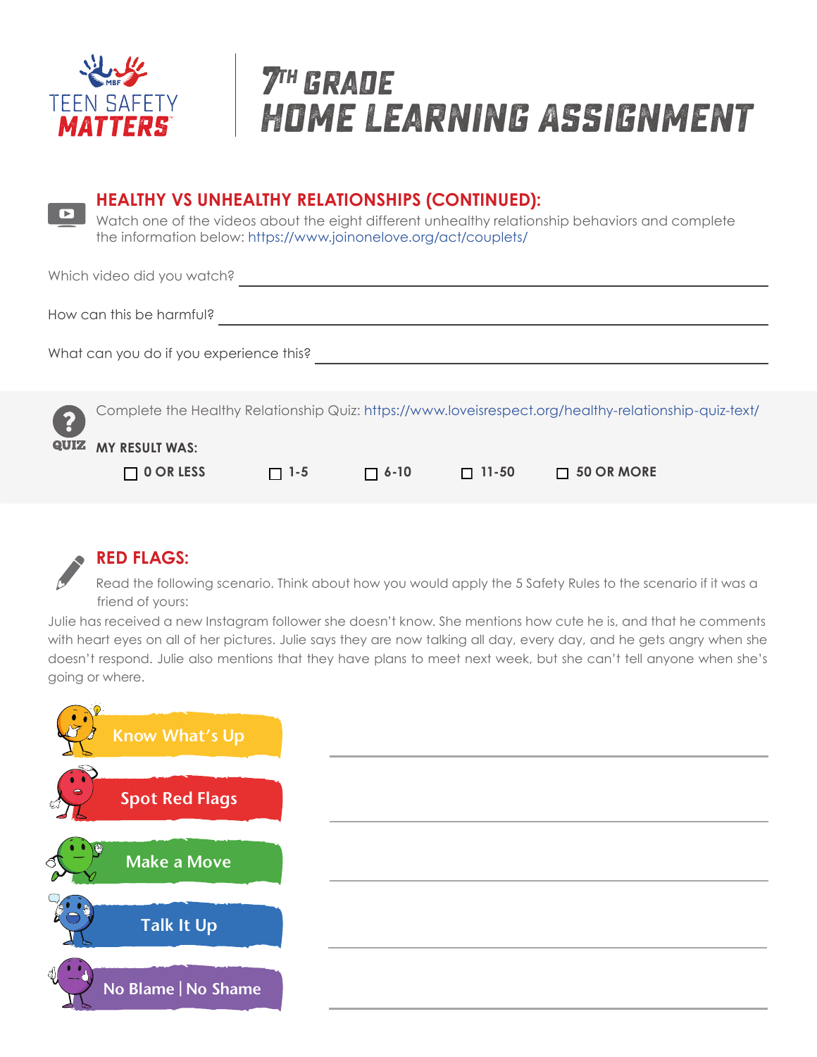# 7TH GRADE HOME LEARNING ASSIGNMENT

TEEN SAFETY MATTERS

## HEALTHY VS UNHEALTHY RELATIONSHIPS (CONTINUED):

Watch one of the videos about the eight different unhealthy relationship behaviors and complete the information below: https://www.joinonelove.org/act/couplets/

Which video did you watch? ____________________

How can this be harmful? ____________________

What can you do if you experience this? ____________________

Complete the Healthy Relationship Quiz: https://www.loveisrespect.org/healthy-relationship-quiz-text/

QUIZ

**MY RESULT WAS:**

- ☐ **0 OR LESS**
- ☐ **1-5**
- ☐ **6-10**
- ☐ **11-50**
- ☐ **50 OR MORE**

## RED FLAGS:

Read the following scenario. Think about how you would apply the 5 Safety Rules to the scenario if it was a friend of yours:

Julie has received a new Instagram follower she doesn't know. She mentions how cute he is, and that he comments with heart eyes on all of her pictures. Julie says they are now talking all day, every day, and he gets angry when she doesn't respond. Julie also mentions that they have plans to meet next week, but she can't tell anyone when she's going or where.

Know What's Up ____________________

Spot Red Flags ____________________

Make a Move ____________________

Talk It Up ____________________

No Blame | No Shame ____________________